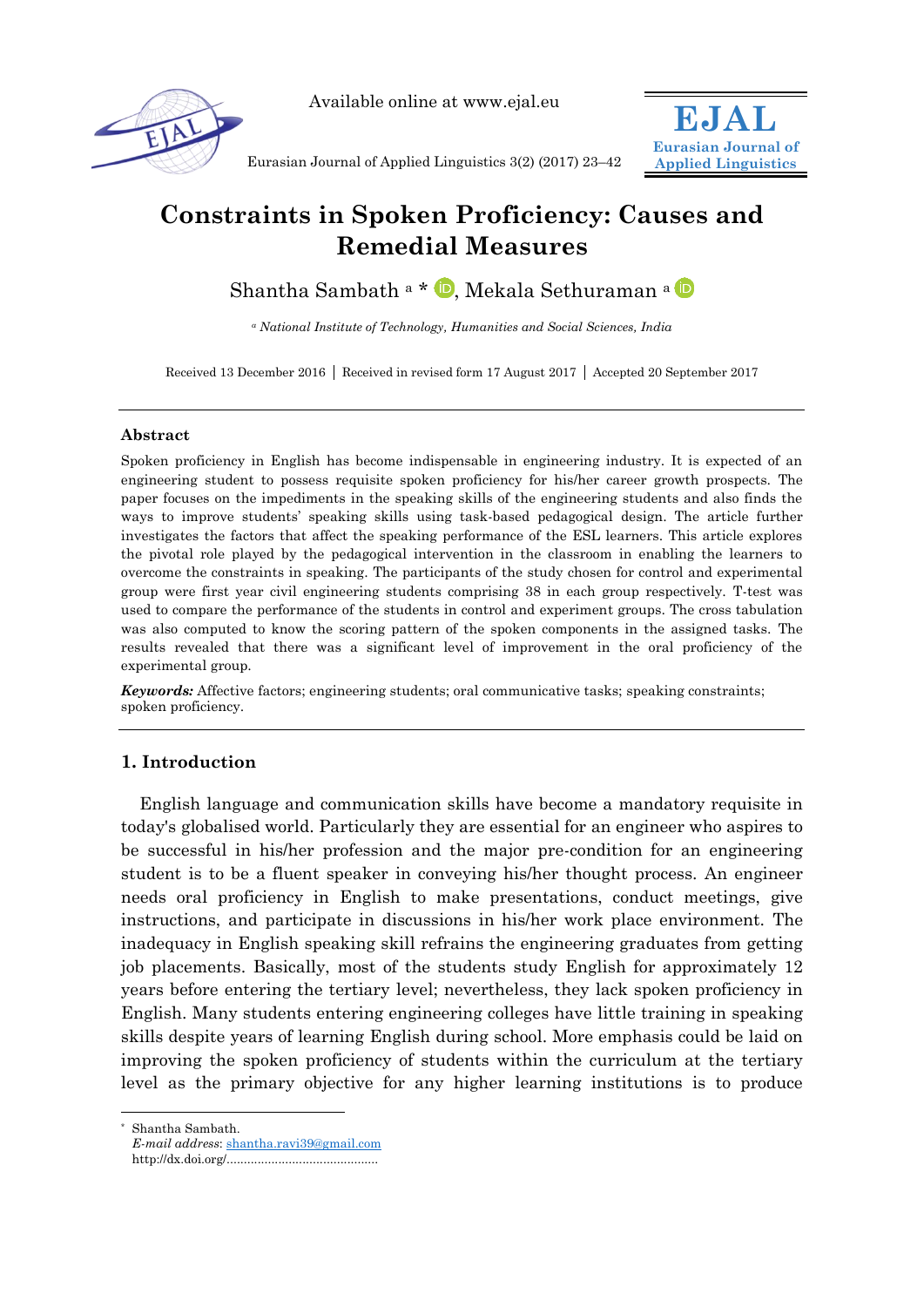# Constraints in Spoken Proficiency: Causes and Remedial Measures

Shantha Sambath [a] *, Mekala Sethuraman [a]

[a] *National Institute of Technology, Humanities and Social Sciences, India*

Received 13 December 2016 | Received in revised form 17 August 2017 | Accepted 20 September 2017

---

### Abstract

Spoken proficiency in English has become indispensable in engineering industry. It is expected of an engineering student to possess requisite spoken proficiency for his/her career growth prospects. The paper focuses on the impediments in the speaking skills of the engineering students and also finds the ways to improve students' speaking skills using task-based pedagogical design. The article further investigates the factors that affect the speaking performance of the ESL learners. This article explores the pivotal role played by the pedagogical intervention in the classroom in enabling the learners to overcome the constraints in speaking. The participants of the study chosen for control and experimental group were first year civil engineering students comprising 38 in each group respectively. T-test was used to compare the performance of the students in control and experiment groups. The cross tabulation was also computed to know the scoring pattern of the spoken components in the assigned tasks. The results revealed that there was a significant level of improvement in the oral proficiency of the experimental group.

***Keywords:*** Affective factors; engineering students; oral communicative tasks; speaking constraints; spoken proficiency.

---

## 1. Introduction

English language and communication skills have become a mandatory requisite in today's globalised world. Particularly they are essential for an engineer who aspires to be successful in his/her profession and the major pre-condition for an engineering student is to be a fluent speaker in conveying his/her thought process. An engineer needs oral proficiency in English to make presentations, conduct meetings, give instructions, and participate in discussions in his/her work place environment. The inadequacy in English speaking skill refrains the engineering graduates from getting job placements. Basically, most of the students study English for approximately 12 years before entering the tertiary level; nevertheless, they lack spoken proficiency in English. Many students entering engineering colleges have little training in speaking skills despite years of learning English during school. More emphasis could be laid on improving the spoken proficiency of students within the curriculum at the tertiary level as the primary objective for any higher learning institutions is to produce

---

* Shantha Sambath.
*E-mail address*: shantha.ravi39@gmail.com
http://dx.doi.org/............................................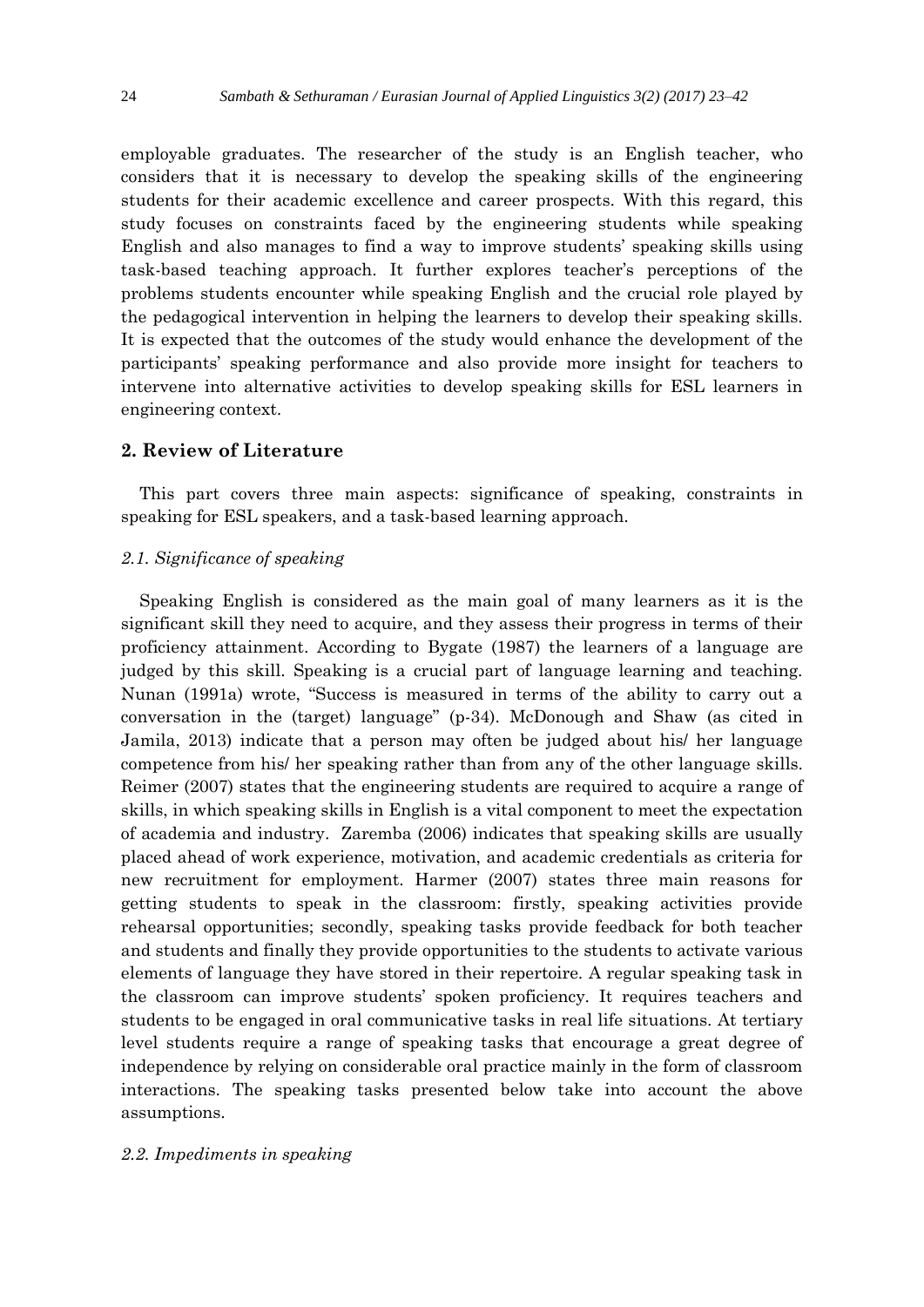employable graduates. The researcher of the study is an English teacher, who considers that it is necessary to develop the speaking skills of the engineering students for their academic excellence and career prospects. With this regard, this study focuses on constraints faced by the engineering students while speaking English and also manages to find a way to improve students' speaking skills using task-based teaching approach. It further explores teacher's perceptions of the problems students encounter while speaking English and the crucial role played by the pedagogical intervention in helping the learners to develop their speaking skills. It is expected that the outcomes of the study would enhance the development of the participants' speaking performance and also provide more insight for teachers to intervene into alternative activities to develop speaking skills for ESL learners in engineering context.

## 2. Review of Literature

This part covers three main aspects: significance of speaking, constraints in speaking for ESL speakers, and a task-based learning approach.

### *2.1. Significance of speaking*

Speaking English is considered as the main goal of many learners as it is the significant skill they need to acquire, and they assess their progress in terms of their proficiency attainment. According to Bygate (1987) the learners of a language are judged by this skill. Speaking is a crucial part of language learning and teaching. Nunan (1991a) wrote, "Success is measured in terms of the ability to carry out a conversation in the (target) language" (p-34). McDonough and Shaw (as cited in Jamila, 2013) indicate that a person may often be judged about his/ her language competence from his/ her speaking rather than from any of the other language skills. Reimer (2007) states that the engineering students are required to acquire a range of skills, in which speaking skills in English is a vital component to meet the expectation of academia and industry. Zaremba (2006) indicates that speaking skills are usually placed ahead of work experience, motivation, and academic credentials as criteria for new recruitment for employment. Harmer (2007) states three main reasons for getting students to speak in the classroom: firstly, speaking activities provide rehearsal opportunities; secondly, speaking tasks provide feedback for both teacher and students and finally they provide opportunities to the students to activate various elements of language they have stored in their repertoire. A regular speaking task in the classroom can improve students' spoken proficiency. It requires teachers and students to be engaged in oral communicative tasks in real life situations. At tertiary level students require a range of speaking tasks that encourage a great degree of independence by relying on considerable oral practice mainly in the form of classroom interactions. The speaking tasks presented below take into account the above assumptions.

### *2.2. Impediments in speaking*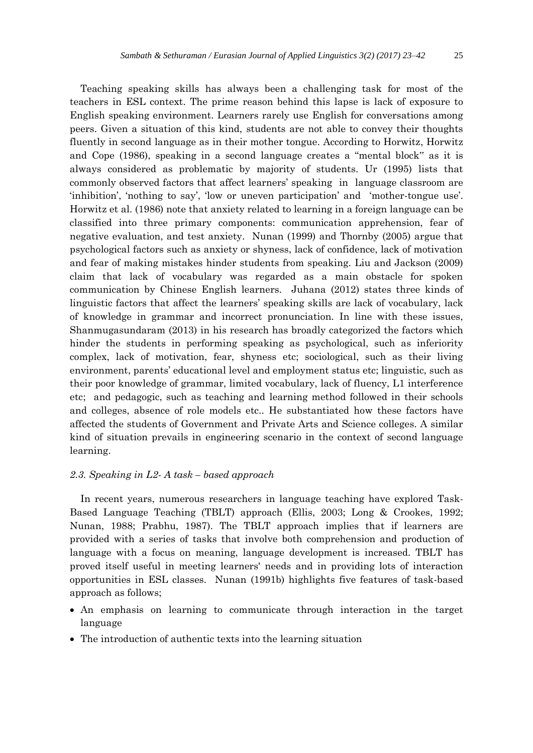Teaching speaking skills has always been a challenging task for most of the teachers in ESL context. The prime reason behind this lapse is lack of exposure to English speaking environment. Learners rarely use English for conversations among peers. Given a situation of this kind, students are not able to convey their thoughts fluently in second language as in their mother tongue. According to Horwitz, Horwitz and Cope (1986), speaking in a second language creates a "mental block" as it is always considered as problematic by majority of students. Ur (1995) lists that commonly observed factors that affect learners' speaking in language classroom are 'inhibition', 'nothing to say', 'low or uneven participation' and 'mother-tongue use'. Horwitz et al. (1986) note that anxiety related to learning in a foreign language can be classified into three primary components: communication apprehension, fear of negative evaluation, and test anxiety. Nunan (1999) and Thornby (2005) argue that psychological factors such as anxiety or shyness, lack of confidence, lack of motivation and fear of making mistakes hinder students from speaking. Liu and Jackson (2009) claim that lack of vocabulary was regarded as a main obstacle for spoken communication by Chinese English learners. Juhana (2012) states three kinds of linguistic factors that affect the learners' speaking skills are lack of vocabulary, lack of knowledge in grammar and incorrect pronunciation. In line with these issues, Shanmugasundaram (2013) in his research has broadly categorized the factors which hinder the students in performing speaking as psychological, such as inferiority complex, lack of motivation, fear, shyness etc; sociological, such as their living environment, parents' educational level and employment status etc; linguistic, such as their poor knowledge of grammar, limited vocabulary, lack of fluency, L1 interference etc; and pedagogic, such as teaching and learning method followed in their schools and colleges, absence of role models etc.. He substantiated how these factors have affected the students of Government and Private Arts and Science colleges. A similar kind of situation prevails in engineering scenario in the context of second language learning.

### *2.3. Speaking in L2- A task – based approach*

In recent years, numerous researchers in language teaching have explored Task-Based Language Teaching (TBLT) approach (Ellis, 2003; Long & Crookes, 1992; Nunan, 1988; Prabhu, 1987). The TBLT approach implies that if learners are provided with a series of tasks that involve both comprehension and production of language with a focus on meaning, language development is increased. TBLT has proved itself useful in meeting learners' needs and in providing lots of interaction opportunities in ESL classes. Nunan (1991b) highlights five features of task-based approach as follows;

- An emphasis on learning to communicate through interaction in the target language
- The introduction of authentic texts into the learning situation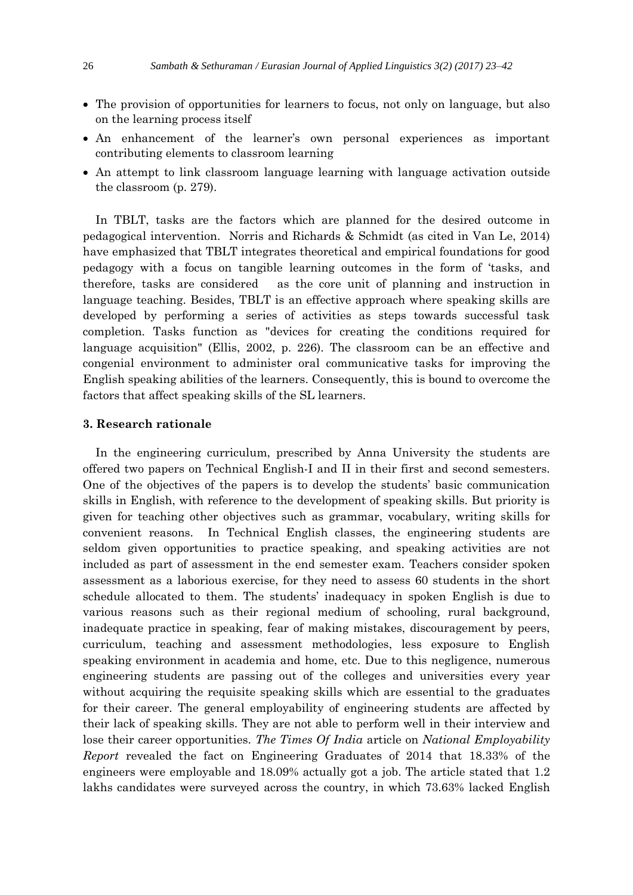- The provision of opportunities for learners to focus, not only on language, but also on the learning process itself
- An enhancement of the learner's own personal experiences as important contributing elements to classroom learning
- An attempt to link classroom language learning with language activation outside the classroom (p. 279).

In TBLT, tasks are the factors which are planned for the desired outcome in pedagogical intervention. Norris and Richards & Schmidt (as cited in Van Le, 2014) have emphasized that TBLT integrates theoretical and empirical foundations for good pedagogy with a focus on tangible learning outcomes in the form of 'tasks, and therefore, tasks are considered as the core unit of planning and instruction in language teaching. Besides, TBLT is an effective approach where speaking skills are developed by performing a series of activities as steps towards successful task completion. Tasks function as "devices for creating the conditions required for language acquisition" (Ellis, 2002, p. 226). The classroom can be an effective and congenial environment to administer oral communicative tasks for improving the English speaking abilities of the learners. Consequently, this is bound to overcome the factors that affect speaking skills of the SL learners.

### 3. Research rationale

In the engineering curriculum, prescribed by Anna University the students are offered two papers on Technical English-I and II in their first and second semesters. One of the objectives of the papers is to develop the students' basic communication skills in English, with reference to the development of speaking skills. But priority is given for teaching other objectives such as grammar, vocabulary, writing skills for convenient reasons. In Technical English classes, the engineering students are seldom given opportunities to practice speaking, and speaking activities are not included as part of assessment in the end semester exam. Teachers consider spoken assessment as a laborious exercise, for they need to assess 60 students in the short schedule allocated to them. The students' inadequacy in spoken English is due to various reasons such as their regional medium of schooling, rural background, inadequate practice in speaking, fear of making mistakes, discouragement by peers, curriculum, teaching and assessment methodologies, less exposure to English speaking environment in academia and home, etc. Due to this negligence, numerous engineering students are passing out of the colleges and universities every year without acquiring the requisite speaking skills which are essential to the graduates for their career. The general employability of engineering students are affected by their lack of speaking skills. They are not able to perform well in their interview and lose their career opportunities. *The Times Of India* article on *National Employability Report* revealed the fact on Engineering Graduates of 2014 that 18.33% of the engineers were employable and 18.09% actually got a job. The article stated that 1.2 lakhs candidates were surveyed across the country, in which 73.63% lacked English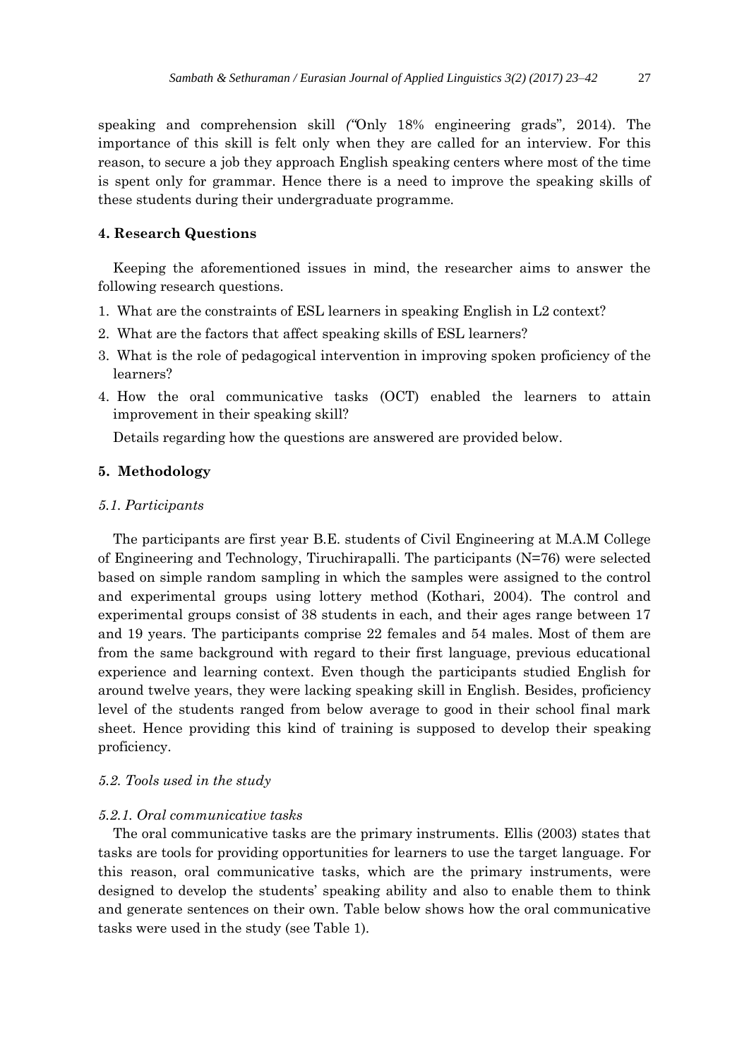speaking and comprehension skill *("*Only 18% engineering grads"*,* 2014). The importance of this skill is felt only when they are called for an interview. For this reason, to secure a job they approach English speaking centers where most of the time is spent only for grammar. Hence there is a need to improve the speaking skills of these students during their undergraduate programme.

## 4. Research Questions

Keeping the aforementioned issues in mind, the researcher aims to answer the following research questions.

1. What are the constraints of ESL learners in speaking English in L2 context?
2. What are the factors that affect speaking skills of ESL learners?
3. What is the role of pedagogical intervention in improving spoken proficiency of the learners?
4. How the oral communicative tasks (OCT) enabled the learners to attain improvement in their speaking skill?

Details regarding how the questions are answered are provided below.

## 5. Methodology

### *5.1. Participants*

The participants are first year B.E. students of Civil Engineering at M.A.M College of Engineering and Technology, Tiruchirapalli. The participants (N=76) were selected based on simple random sampling in which the samples were assigned to the control and experimental groups using lottery method (Kothari, 2004). The control and experimental groups consist of 38 students in each, and their ages range between 17 and 19 years. The participants comprise 22 females and 54 males. Most of them are from the same background with regard to their first language, previous educational experience and learning context. Even though the participants studied English for around twelve years, they were lacking speaking skill in English. Besides, proficiency level of the students ranged from below average to good in their school final mark sheet. Hence providing this kind of training is supposed to develop their speaking proficiency.

### *5.2. Tools used in the study*

#### *5.2.1. Oral communicative tasks*

The oral communicative tasks are the primary instruments. Ellis (2003) states that tasks are tools for providing opportunities for learners to use the target language. For this reason, oral communicative tasks, which are the primary instruments, were designed to develop the students' speaking ability and also to enable them to think and generate sentences on their own. Table below shows how the oral communicative tasks were used in the study (see Table 1).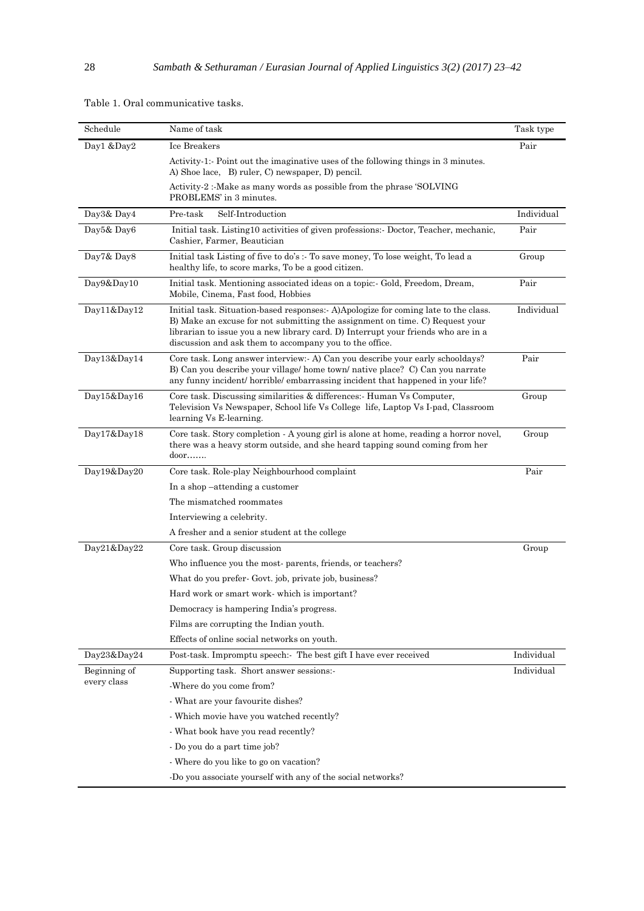Table 1. Oral communicative tasks.

| Schedule | Name of task | Task type |
|---|---|---|
| Day1 &Day2 | Ice Breakers<br>Activity-1:- Point out the imaginative uses of the following things in 3 minutes. A) Shoe lace, B) ruler, C) newspaper, D) pencil.<br>Activity-2 :-Make as many words as possible from the phrase 'SOLVING PROBLEMS' in 3 minutes. | Pair |
| Day3& Day4 | Pre-task Self-Introduction | Individual |
| Day5& Day6 | Initial task. Listing10 activities of given professions:- Doctor, Teacher, mechanic, Cashier, Farmer, Beautician | Pair |
| Day7& Day8 | Initial task Listing of five to do's :- To save money, To lose weight, To lead a healthy life, to score marks, To be a good citizen. | Group |
| Day9&Day10 | Initial task. Mentioning associated ideas on a topic:- Gold, Freedom, Dream, Mobile, Cinema, Fast food, Hobbies | Pair |
| Day11&Day12 | Initial task. Situation-based responses:- A)Apologize for coming late to the class. B) Make an excuse for not submitting the assignment on time. C) Request your librarian to issue you a new library card. D) Interrupt your friends who are in a discussion and ask them to accompany you to the office. | Individual |
| Day13&Day14 | Core task. Long answer interview:- A) Can you describe your early schooldays? B) Can you describe your village/ home town/ native place? C) Can you narrate any funny incident/ horrible/ embarrassing incident that happened in your life? | Pair |
| Day15&Day16 | Core task. Discussing similarities & differences:- Human Vs Computer, Television Vs Newspaper, School life Vs College life, Laptop Vs I-pad, Classroom learning Vs E-learning. | Group |
| Day17&Day18 | Core task. Story completion - A young girl is alone at home, reading a horror novel, there was a heavy storm outside, and she heard tapping sound coming from her door……. | Group |
| Day19&Day20 | Core task. Role-play Neighbourhood complaint<br>In a shop –attending a customer<br>The mismatched roommates<br>Interviewing a celebrity.<br>A fresher and a senior student at the college | Pair |
| Day21&Day22 | Core task. Group discussion<br>Who influence you the most- parents, friends, or teachers?<br>What do you prefer- Govt. job, private job, business?<br>Hard work or smart work- which is important?<br>Democracy is hampering India's progress.<br>Films are corrupting the Indian youth.<br>Effects of online social networks on youth. | Group |
| Day23&Day24 | Post-task. Impromptu speech:- The best gift I have ever received | Individual |
| Beginning of every class | Supporting task. Short answer sessions:-<br>-Where do you come from?<br>- What are your favourite dishes?<br>- Which movie have you watched recently?<br>- What book have you read recently?<br>- Do you do a part time job?<br>- Where do you like to go on vacation?<br>-Do you associate yourself with any of the social networks? | Individual |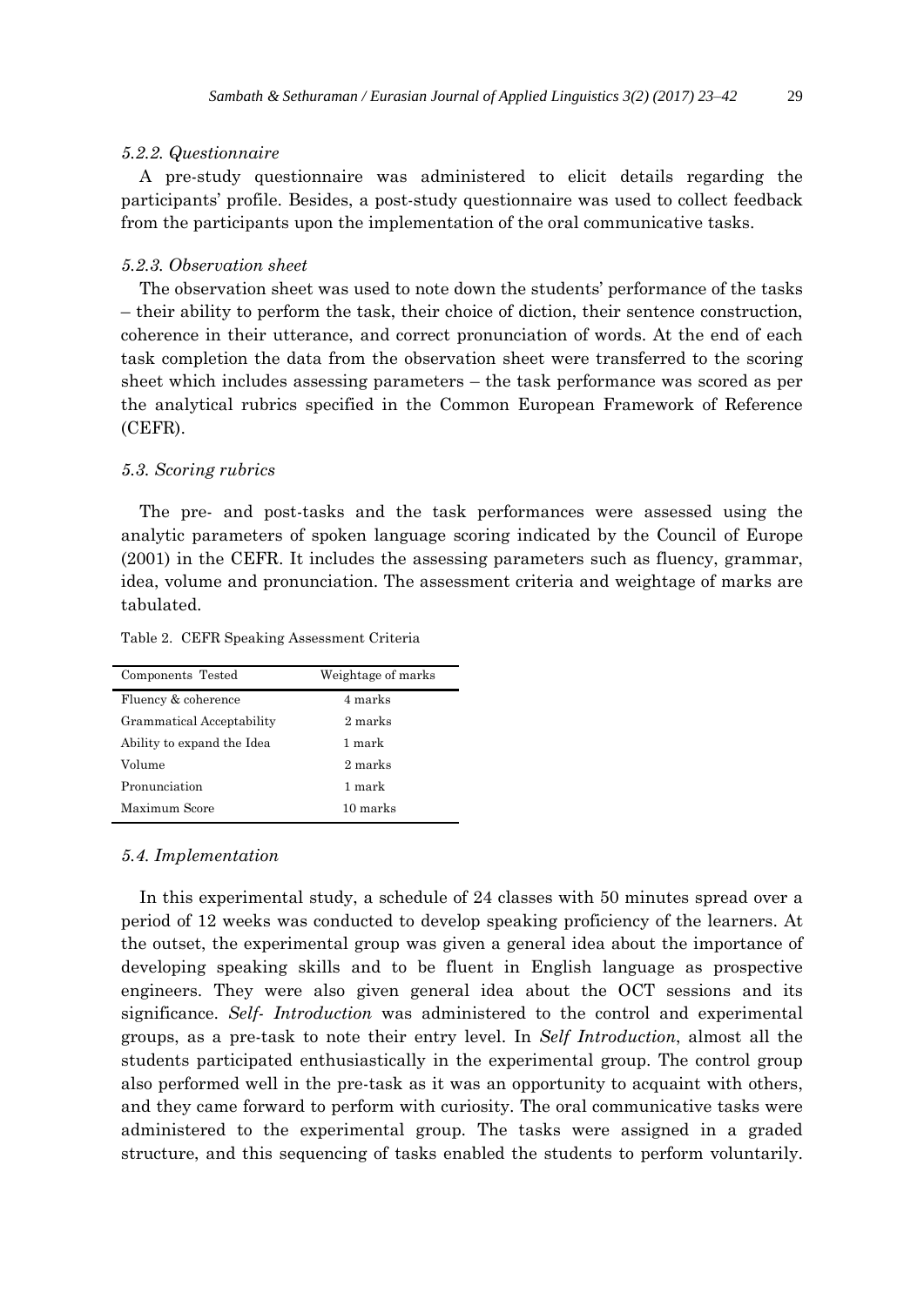### *5.2.2. Questionnaire*

A pre-study questionnaire was administered to elicit details regarding the participants' profile. Besides, a post-study questionnaire was used to collect feedback from the participants upon the implementation of the oral communicative tasks.

### *5.2.3. Observation sheet*

The observation sheet was used to note down the students' performance of the tasks – their ability to perform the task, their choice of diction, their sentence construction, coherence in their utterance, and correct pronunciation of words. At the end of each task completion the data from the observation sheet were transferred to the scoring sheet which includes assessing parameters – the task performance was scored as per the analytical rubrics specified in the Common European Framework of Reference (CEFR).

### *5.3. Scoring rubrics*

The pre- and post-tasks and the task performances were assessed using the analytic parameters of spoken language scoring indicated by the Council of Europe (2001) in the CEFR. It includes the assessing parameters such as fluency, grammar, idea, volume and pronunciation. The assessment criteria and weightage of marks are tabulated.

Table 2. CEFR Speaking Assessment Criteria

| Components Tested | Weightage of marks |
| --- | --- |
| Fluency & coherence | 4 marks |
| Grammatical Acceptability | 2 marks |
| Ability to expand the Idea | 1 mark |
| Volume | 2 marks |
| Pronunciation | 1 mark |
| Maximum Score | 10 marks |

### *5.4. Implementation*

In this experimental study, a schedule of 24 classes with 50 minutes spread over a period of 12 weeks was conducted to develop speaking proficiency of the learners. At the outset, the experimental group was given a general idea about the importance of developing speaking skills and to be fluent in English language as prospective engineers. They were also given general idea about the OCT sessions and its significance. *Self- Introduction* was administered to the control and experimental groups, as a pre-task to note their entry level. In *Self Introduction*, almost all the students participated enthusiastically in the experimental group. The control group also performed well in the pre-task as it was an opportunity to acquaint with others, and they came forward to perform with curiosity. The oral communicative tasks were administered to the experimental group. The tasks were assigned in a graded structure, and this sequencing of tasks enabled the students to perform voluntarily.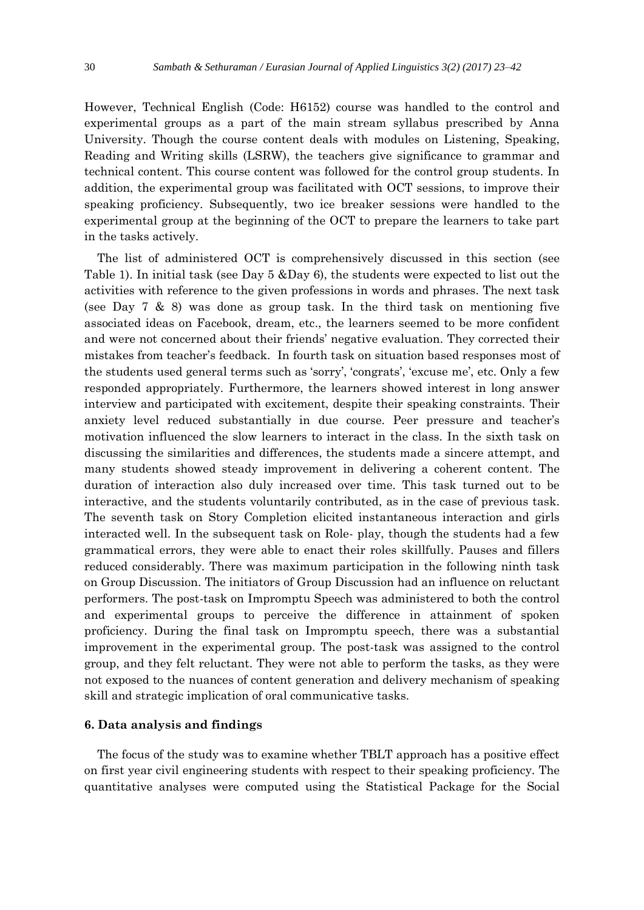However, Technical English (Code: H6152) course was handled to the control and experimental groups as a part of the main stream syllabus prescribed by Anna University. Though the course content deals with modules on Listening, Speaking, Reading and Writing skills (LSRW), the teachers give significance to grammar and technical content. This course content was followed for the control group students. In addition, the experimental group was facilitated with OCT sessions, to improve their speaking proficiency. Subsequently, two ice breaker sessions were handled to the experimental group at the beginning of the OCT to prepare the learners to take part in the tasks actively.

The list of administered OCT is comprehensively discussed in this section (see Table 1). In initial task (see Day 5 &Day 6), the students were expected to list out the activities with reference to the given professions in words and phrases. The next task (see Day 7 & 8) was done as group task. In the third task on mentioning five associated ideas on Facebook, dream, etc., the learners seemed to be more confident and were not concerned about their friends' negative evaluation. They corrected their mistakes from teacher's feedback. In fourth task on situation based responses most of the students used general terms such as 'sorry', 'congrats', 'excuse me', etc. Only a few responded appropriately. Furthermore, the learners showed interest in long answer interview and participated with excitement, despite their speaking constraints. Their anxiety level reduced substantially in due course. Peer pressure and teacher's motivation influenced the slow learners to interact in the class. In the sixth task on discussing the similarities and differences, the students made a sincere attempt, and many students showed steady improvement in delivering a coherent content. The duration of interaction also duly increased over time. This task turned out to be interactive, and the students voluntarily contributed, as in the case of previous task. The seventh task on Story Completion elicited instantaneous interaction and girls interacted well. In the subsequent task on Role- play, though the students had a few grammatical errors, they were able to enact their roles skillfully. Pauses and fillers reduced considerably. There was maximum participation in the following ninth task on Group Discussion. The initiators of Group Discussion had an influence on reluctant performers. The post-task on Impromptu Speech was administered to both the control and experimental groups to perceive the difference in attainment of spoken proficiency. During the final task on Impromptu speech, there was a substantial improvement in the experimental group. The post-task was assigned to the control group, and they felt reluctant. They were not able to perform the tasks, as they were not exposed to the nuances of content generation and delivery mechanism of speaking skill and strategic implication of oral communicative tasks.

## 6. Data analysis and findings

The focus of the study was to examine whether TBLT approach has a positive effect on first year civil engineering students with respect to their speaking proficiency. The quantitative analyses were computed using the Statistical Package for the Social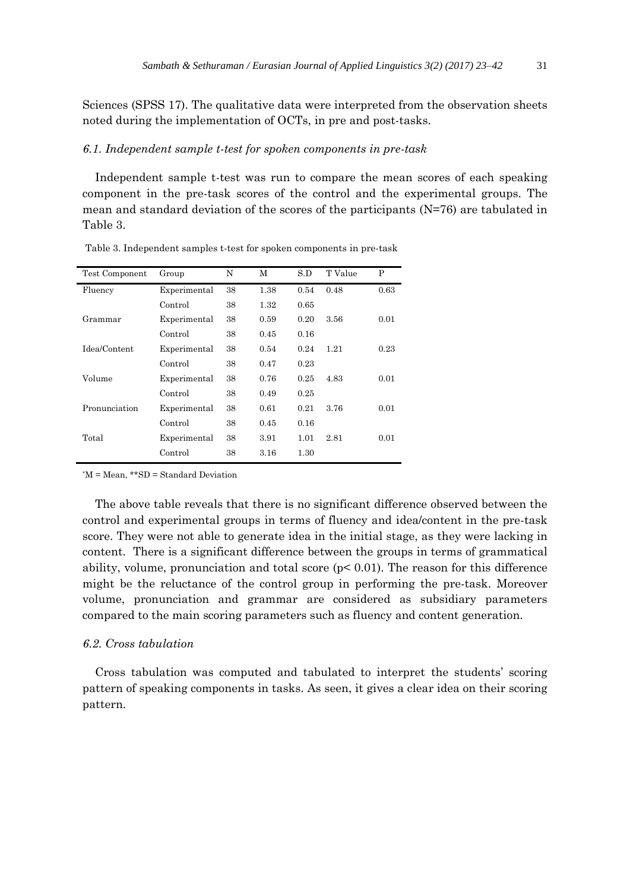Sciences (SPSS 17). The qualitative data were interpreted from the observation sheets noted during the implementation of OCTs, in pre and post-tasks.

### *6.1. Independent sample t-test for spoken components in pre-task*

Independent sample t-test was run to compare the mean scores of each speaking component in the pre-task scores of the control and the experimental groups. The mean and standard deviation of the scores of the participants (N=76) are tabulated in Table 3.

Table 3. Independent samples t-test for spoken components in pre-task

| Test Component | Group | N | M | S.D | T Value | P |
|---|---|---|---|---|---|---|
| Fluency | Experimental | 38 | 1.38 | 0.54 | 0.48 | 0.63 |
| | Control | 38 | 1.32 | 0.65 | | |
| Grammar | Experimental | 38 | 0.59 | 0.20 | 3.56 | 0.01 |
| | Control | 38 | 0.45 | 0.16 | | |
| Idea/Content | Experimental | 38 | 0.54 | 0.24 | 1.21 | 0.23 |
| | Control | 38 | 0.47 | 0.23 | | |
| Volume | Experimental | 38 | 0.76 | 0.25 | 4.83 | 0.01 |
| | Control | 38 | 0.49 | 0.25 | | |
| Pronunciation | Experimental | 38 | 0.61 | 0.21 | 3.76 | 0.01 |
| | Control | 38 | 0.45 | 0.16 | | |
| Total | Experimental | 38 | 3.91 | 1.01 | 2.81 | 0.01 |
| | Control | 38 | 3.16 | 1.30 | | |

*M = Mean, **SD = Standard Deviation

The above table reveals that there is no significant difference observed between the control and experimental groups in terms of fluency and idea/content in the pre-task score. They were not able to generate idea in the initial stage, as they were lacking in content. There is a significant difference between the groups in terms of grammatical ability, volume, pronunciation and total score ($p< 0.01$). The reason for this difference might be the reluctance of the control group in performing the pre-task. Moreover volume, pronunciation and grammar are considered as subsidiary parameters compared to the main scoring parameters such as fluency and content generation.

### *6.2. Cross tabulation*

Cross tabulation was computed and tabulated to interpret the students' scoring pattern of speaking components in tasks. As seen, it gives a clear idea on their scoring pattern.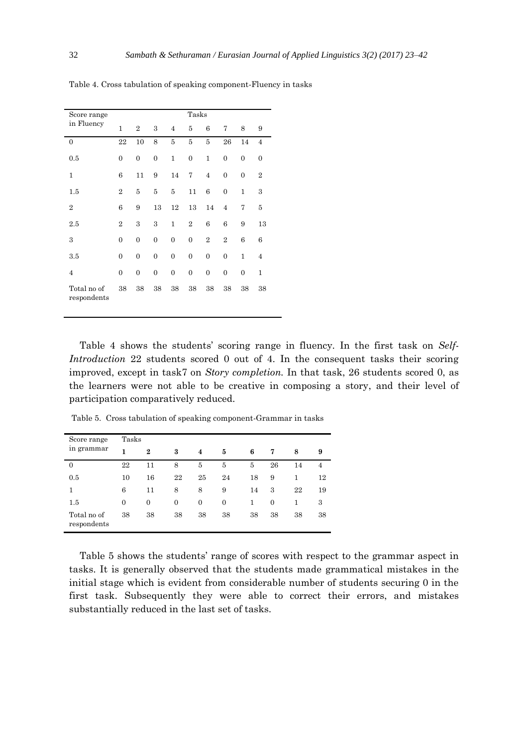Table 4. Cross tabulation of speaking component-Fluency in tasks

| Score range in Fluency | Tasks | | | | | | | | |
|---|---|---|---|---|---|---|---|---|---|
| | 1 | 2 | 3 | 4 | 5 | 6 | 7 | 8 | 9 |
| 0 | 22 | 10 | 8 | 5 | 5 | 5 | 26 | 14 | 4 |
| 0.5 | 0 | 0 | 0 | 1 | 0 | 1 | 0 | 0 | 0 |
| 1 | 6 | 11 | 9 | 14 | 7 | 4 | 0 | 0 | 2 |
| 1.5 | 2 | 5 | 5 | 5 | 11 | 6 | 0 | 1 | 3 |
| 2 | 6 | 9 | 13 | 12 | 13 | 14 | 4 | 7 | 5 |
| 2.5 | 2 | 3 | 3 | 1 | 2 | 6 | 6 | 9 | 13 |
| 3 | 0 | 0 | 0 | 0 | 0 | 2 | 2 | 6 | 6 |
| 3.5 | 0 | 0 | 0 | 0 | 0 | 0 | 0 | 1 | 4 |
| 4 | 0 | 0 | 0 | 0 | 0 | 0 | 0 | 0 | 1 |
| Total no of respondents | 38 | 38 | 38 | 38 | 38 | 38 | 38 | 38 | 38 |

Table 4 shows the students' scoring range in fluency. In the first task on *Self-Introduction* 22 students scored 0 out of 4. In the consequent tasks their scoring improved, except in task7 on *Story completion*. In that task, 26 students scored 0, as the learners were not able to be creative in composing a story, and their level of participation comparatively reduced.

Table 5. Cross tabulation of speaking component-Grammar in tasks

| Score range in grammar | Tasks | | | | | | | | |
|---|---|---|---|---|---|---|---|---|---|
| | **1** | **2** | **3** | **4** | **5** | **6** | **7** | **8** | **9** |
| 0 | 22 | 11 | 8 | 5 | 5 | 5 | 26 | 14 | 4 |
| 0.5 | 10 | 16 | 22 | 25 | 24 | 18 | 9 | 1 | 12 |
| 1 | 6 | 11 | 8 | 8 | 9 | 14 | 3 | 22 | 19 |
| 1.5 | 0 | 0 | 0 | 0 | 0 | 1 | 0 | 1 | 3 |
| Total no of respondents | 38 | 38 | 38 | 38 | 38 | 38 | 38 | 38 | 38 |

Table 5 shows the students' range of scores with respect to the grammar aspect in tasks. It is generally observed that the students made grammatical mistakes in the initial stage which is evident from considerable number of students securing 0 in the first task. Subsequently they were able to correct their errors, and mistakes substantially reduced in the last set of tasks.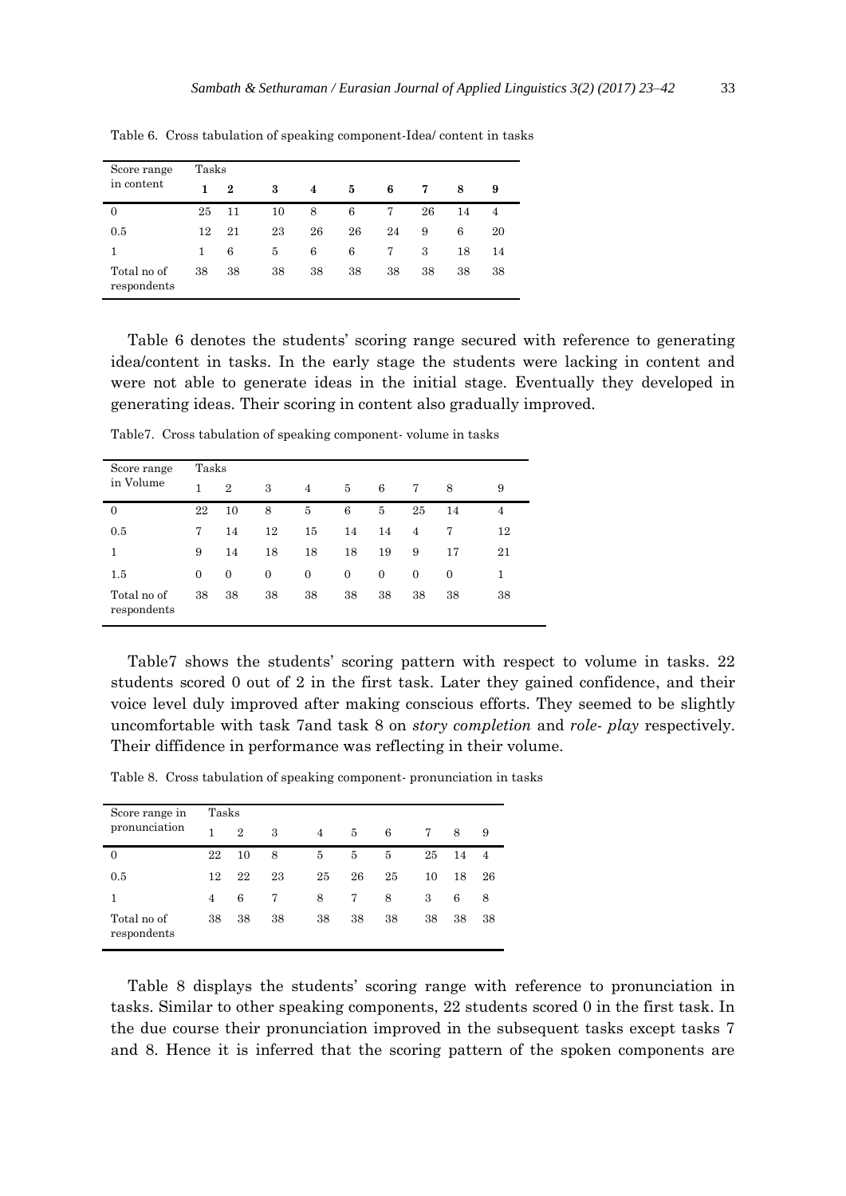Table 6. Cross tabulation of speaking component-Idea/ content in tasks

| Score range in content | Tasks | | | | | | | | |
|---|---|---|---|---|---|---|---|---|---|
| | **1** | **2** | **3** | **4** | **5** | **6** | **7** | **8** | **9** |
| 0 | 25 | 11 | 10 | 8 | 6 | 7 | 26 | 14 | 4 |
| 0.5 | 12 | 21 | 23 | 26 | 26 | 24 | 9 | 6 | 20 |
| 1 | 1 | 6 | 5 | 6 | 6 | 7 | 3 | 18 | 14 |
| Total no of respondents | 38 | 38 | 38 | 38 | 38 | 38 | 38 | 38 | 38 |

Table 6 denotes the students' scoring range secured with reference to generating idea/content in tasks. In the early stage the students were lacking in content and were not able to generate ideas in the initial stage. Eventually they developed in generating ideas. Their scoring in content also gradually improved.

Table7. Cross tabulation of speaking component- volume in tasks

| Score range in Volume | Tasks | | | | | | | | |
|---|---|---|---|---|---|---|---|---|---|
| | 1 | 2 | 3 | 4 | 5 | 6 | 7 | 8 | 9 |
| 0 | 22 | 10 | 8 | 5 | 6 | 5 | 25 | 14 | 4 |
| 0.5 | 7 | 14 | 12 | 15 | 14 | 14 | 4 | 7 | 12 |
| 1 | 9 | 14 | 18 | 18 | 18 | 19 | 9 | 17 | 21 |
| 1.5 | 0 | 0 | 0 | 0 | 0 | 0 | 0 | 0 | 1 |
| Total no of respondents | 38 | 38 | 38 | 38 | 38 | 38 | 38 | 38 | 38 |

Table7 shows the students' scoring pattern with respect to volume in tasks. 22 students scored 0 out of 2 in the first task. Later they gained confidence, and their voice level duly improved after making conscious efforts. They seemed to be slightly uncomfortable with task 7and task 8 on *story completion* and *role- play* respectively. Their diffidence in performance was reflecting in their volume.

Table 8. Cross tabulation of speaking component- pronunciation in tasks

| Score range in pronunciation | Tasks | | | | | | | | |
|---|---|---|---|---|---|---|---|---|---|
| | 1 | 2 | 3 | 4 | 5 | 6 | 7 | 8 | 9 |
| 0 | 22 | 10 | 8 | 5 | 5 | 5 | 25 | 14 | 4 |
| 0.5 | 12 | 22 | 23 | 25 | 26 | 25 | 10 | 18 | 26 |
| 1 | 4 | 6 | 7 | 8 | 7 | 8 | 3 | 6 | 8 |
| Total no of respondents | 38 | 38 | 38 | 38 | 38 | 38 | 38 | 38 | 38 |

Table 8 displays the students' scoring range with reference to pronunciation in tasks. Similar to other speaking components, 22 students scored 0 in the first task. In the due course their pronunciation improved in the subsequent tasks except tasks 7 and 8. Hence it is inferred that the scoring pattern of the spoken components are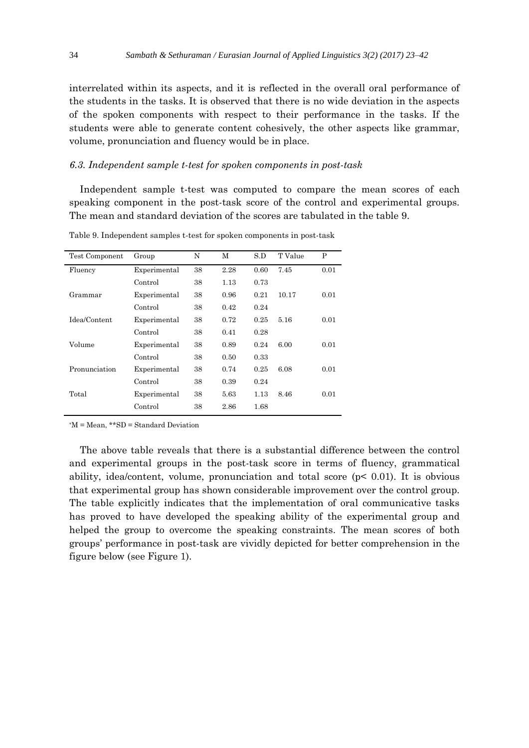interrelated within its aspects, and it is reflected in the overall oral performance of the students in the tasks. It is observed that there is no wide deviation in the aspects of the spoken components with respect to their performance in the tasks. If the students were able to generate content cohesively, the other aspects like grammar, volume, pronunciation and fluency would be in place.

### *6.3. Independent sample t-test for spoken components in post-task*

Independent sample t-test was computed to compare the mean scores of each speaking component in the post-task score of the control and experimental groups. The mean and standard deviation of the scores are tabulated in the table 9.

Table 9. Independent samples t-test for spoken components in post-task

| Test Component | Group | N | M | S.D | T Value | P |
|---|---|---|---|---|---|---|
| Fluency | Experimental | 38 | 2.28 | 0.60 | 7.45 | 0.01 |
| | Control | 38 | 1.13 | 0.73 | | |
| Grammar | Experimental | 38 | 0.96 | 0.21 | 10.17 | 0.01 |
| | Control | 38 | 0.42 | 0.24 | | |
| Idea/Content | Experimental | 38 | 0.72 | 0.25 | 5.16 | 0.01 |
| | Control | 38 | 0.41 | 0.28 | | |
| Volume | Experimental | 38 | 0.89 | 0.24 | 6.00 | 0.01 |
| | Control | 38 | 0.50 | 0.33 | | |
| Pronunciation | Experimental | 38 | 0.74 | 0.25 | 6.08 | 0.01 |
| | Control | 38 | 0.39 | 0.24 | | |
| Total | Experimental | 38 | 5.63 | 1.13 | 8.46 | 0.01 |
| | Control | 38 | 2.86 | 1.68 | | |

*M = Mean, **SD = Standard Deviation

The above table reveals that there is a substantial difference between the control and experimental groups in the post-task score in terms of fluency, grammatical ability, idea/content, volume, pronunciation and total score ($p < 0.01$). It is obvious that experimental group has shown considerable improvement over the control group. The table explicitly indicates that the implementation of oral communicative tasks has proved to have developed the speaking ability of the experimental group and helped the group to overcome the speaking constraints. The mean scores of both groups' performance in post-task are vividly depicted for better comprehension in the figure below (see Figure 1).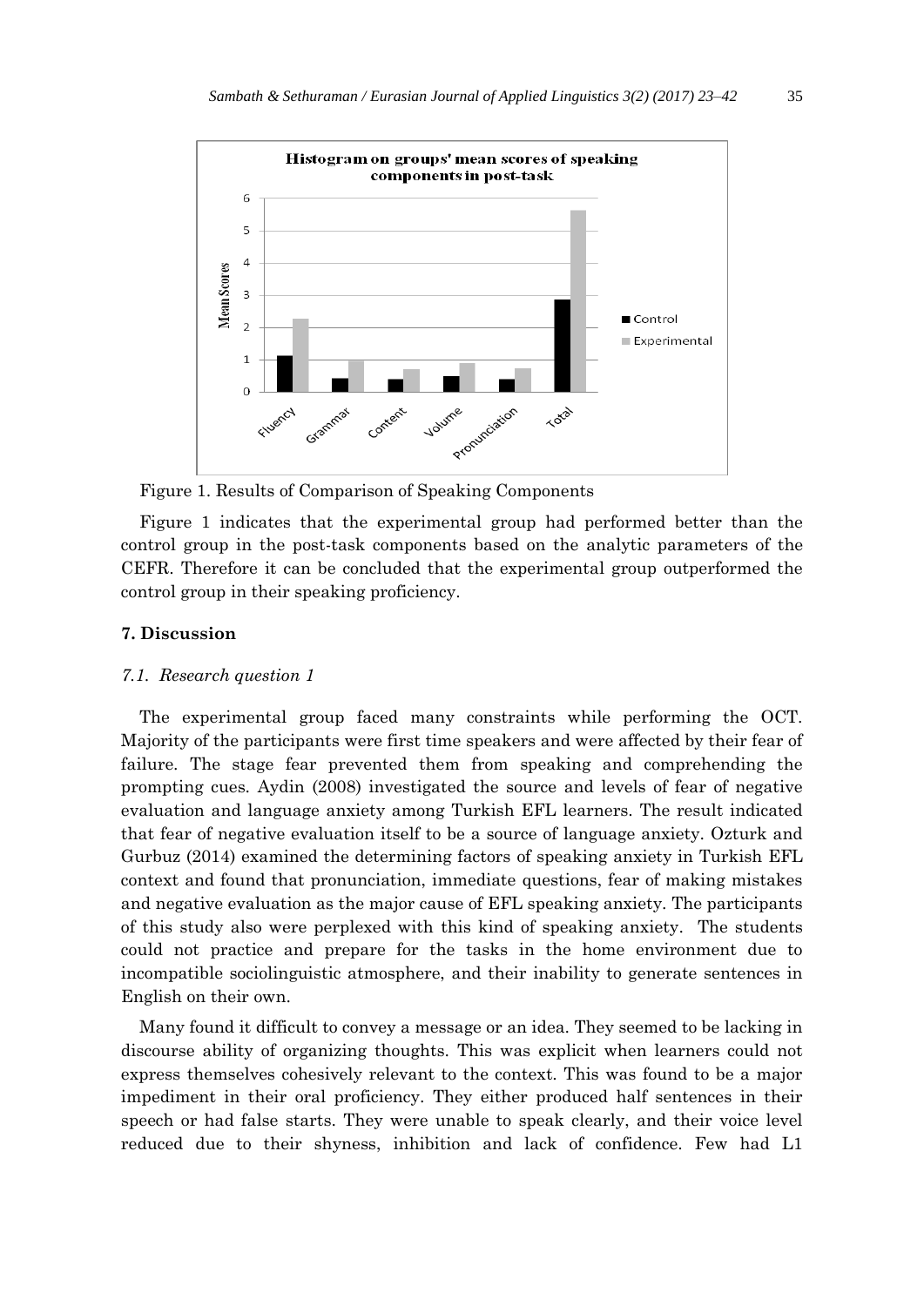Figure 1. Results of Comparison of Speaking Components

Figure 1 indicates that the experimental group had performed better than the control group in the post-task components based on the analytic parameters of the CEFR. Therefore it can be concluded that the experimental group outperformed the control group in their speaking proficiency.

## 7. Discussion

### *7.1. Research question 1*

The experimental group faced many constraints while performing the OCT. Majority of the participants were first time speakers and were affected by their fear of failure. The stage fear prevented them from speaking and comprehending the prompting cues. Aydin (2008) investigated the source and levels of fear of negative evaluation and language anxiety among Turkish EFL learners. The result indicated that fear of negative evaluation itself to be a source of language anxiety. Ozturk and Gurbuz (2014) examined the determining factors of speaking anxiety in Turkish EFL context and found that pronunciation, immediate questions, fear of making mistakes and negative evaluation as the major cause of EFL speaking anxiety. The participants of this study also were perplexed with this kind of speaking anxiety. The students could not practice and prepare for the tasks in the home environment due to incompatible sociolinguistic atmosphere, and their inability to generate sentences in English on their own.

Many found it difficult to convey a message or an idea. They seemed to be lacking in discourse ability of organizing thoughts. This was explicit when learners could not express themselves cohesively relevant to the context. This was found to be a major impediment in their oral proficiency. They either produced half sentences in their speech or had false starts. They were unable to speak clearly, and their voice level reduced due to their shyness, inhibition and lack of confidence. Few had L1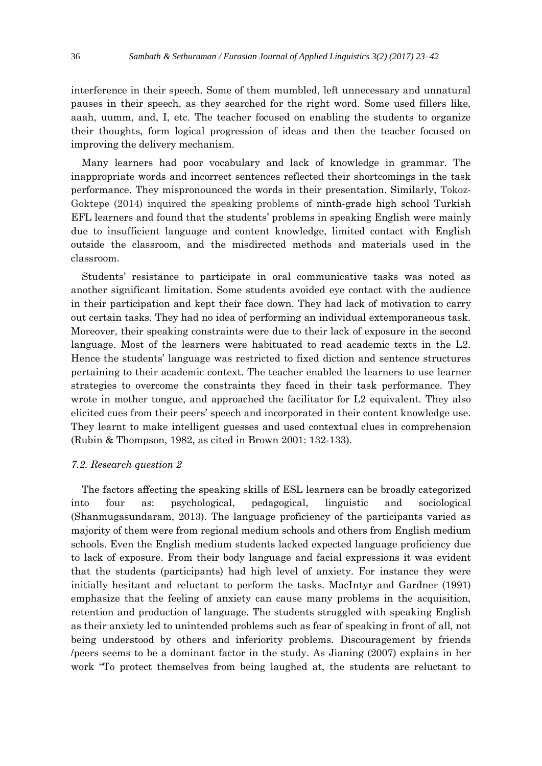interference in their speech. Some of them mumbled, left unnecessary and unnatural pauses in their speech, as they searched for the right word. Some used fillers like, aaah, uumm, and, I, etc. The teacher focused on enabling the students to organize their thoughts, form logical progression of ideas and then the teacher focused on improving the delivery mechanism.

Many learners had poor vocabulary and lack of knowledge in grammar. The inappropriate words and incorrect sentences reflected their shortcomings in the task performance. They mispronounced the words in their presentation. Similarly, Tokoz-Goktepe (2014) inquired the speaking problems of ninth-grade high school Turkish EFL learners and found that the students' problems in speaking English were mainly due to insufficient language and content knowledge, limited contact with English outside the classroom, and the misdirected methods and materials used in the classroom.

Students' resistance to participate in oral communicative tasks was noted as another significant limitation. Some students avoided eye contact with the audience in their participation and kept their face down. They had lack of motivation to carry out certain tasks. They had no idea of performing an individual extemporaneous task. Moreover, their speaking constraints were due to their lack of exposure in the second language. Most of the learners were habituated to read academic texts in the L2. Hence the students' language was restricted to fixed diction and sentence structures pertaining to their academic context. The teacher enabled the learners to use learner strategies to overcome the constraints they faced in their task performance. They wrote in mother tongue, and approached the facilitator for L2 equivalent. They also elicited cues from their peers' speech and incorporated in their content knowledge use. They learnt to make intelligent guesses and used contextual clues in comprehension (Rubin & Thompson, 1982, as cited in Brown 2001: 132-133).

### *7.2. Research question 2*

The factors affecting the speaking skills of ESL learners can be broadly categorized into four as: psychological, pedagogical, linguistic and sociological (Shanmugasundaram, 2013). The language proficiency of the participants varied as majority of them were from regional medium schools and others from English medium schools. Even the English medium students lacked expected language proficiency due to lack of exposure. From their body language and facial expressions it was evident that the students (participants) had high level of anxiety. For instance they were initially hesitant and reluctant to perform the tasks. MacIntyr and Gardner (1991) emphasize that the feeling of anxiety can cause many problems in the acquisition, retention and production of language. The students struggled with speaking English as their anxiety led to unintended problems such as fear of speaking in front of all, not being understood by others and inferiority problems. Discouragement by friends /peers seems to be a dominant factor in the study. As Jianing (2007) explains in her work "To protect themselves from being laughed at, the students are reluctant to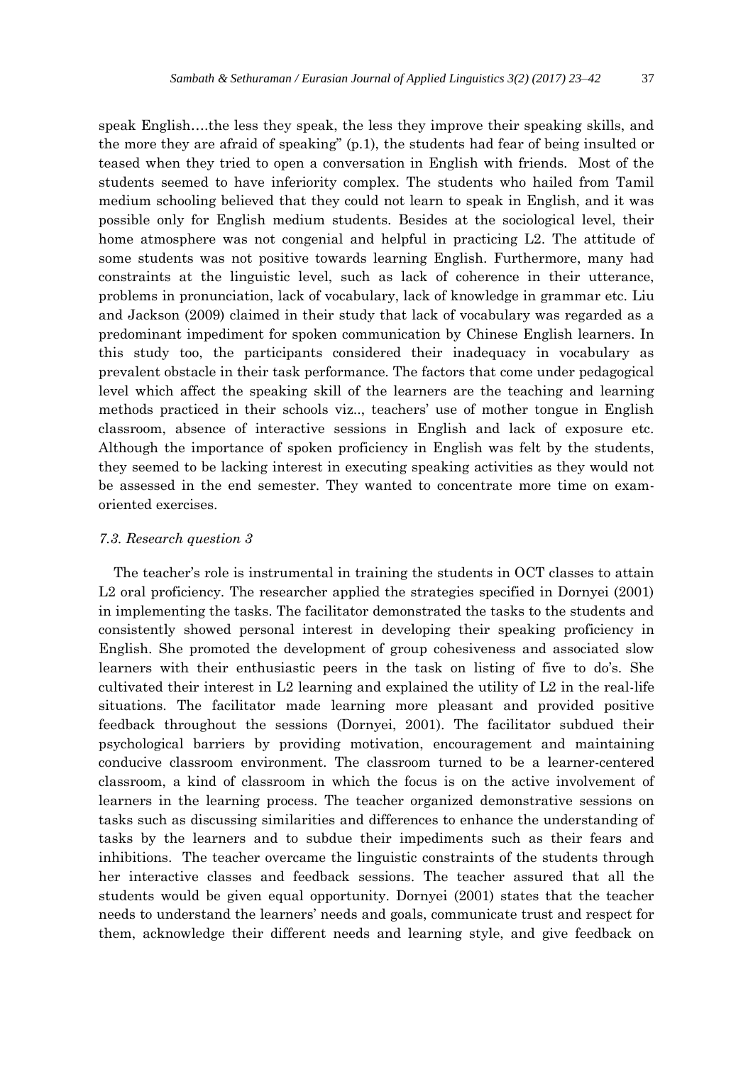speak English….the less they speak, the less they improve their speaking skills, and the more they are afraid of speaking" (p.1), the students had fear of being insulted or teased when they tried to open a conversation in English with friends. Most of the students seemed to have inferiority complex. The students who hailed from Tamil medium schooling believed that they could not learn to speak in English, and it was possible only for English medium students. Besides at the sociological level, their home atmosphere was not congenial and helpful in practicing L2. The attitude of some students was not positive towards learning English. Furthermore, many had constraints at the linguistic level, such as lack of coherence in their utterance, problems in pronunciation, lack of vocabulary, lack of knowledge in grammar etc. Liu and Jackson (2009) claimed in their study that lack of vocabulary was regarded as a predominant impediment for spoken communication by Chinese English learners. In this study too, the participants considered their inadequacy in vocabulary as prevalent obstacle in their task performance. The factors that come under pedagogical level which affect the speaking skill of the learners are the teaching and learning methods practiced in their schools viz.., teachers' use of mother tongue in English classroom, absence of interactive sessions in English and lack of exposure etc. Although the importance of spoken proficiency in English was felt by the students, they seemed to be lacking interest in executing speaking activities as they would not be assessed in the end semester. They wanted to concentrate more time on exam-oriented exercises.

### *7.3. Research question 3*

The teacher's role is instrumental in training the students in OCT classes to attain L2 oral proficiency. The researcher applied the strategies specified in Dornyei (2001) in implementing the tasks. The facilitator demonstrated the tasks to the students and consistently showed personal interest in developing their speaking proficiency in English. She promoted the development of group cohesiveness and associated slow learners with their enthusiastic peers in the task on listing of five to do's. She cultivated their interest in L2 learning and explained the utility of L2 in the real-life situations. The facilitator made learning more pleasant and provided positive feedback throughout the sessions (Dornyei, 2001). The facilitator subdued their psychological barriers by providing motivation, encouragement and maintaining conducive classroom environment. The classroom turned to be a learner-centered classroom, a kind of classroom in which the focus is on the active involvement of learners in the learning process. The teacher organized demonstrative sessions on tasks such as discussing similarities and differences to enhance the understanding of tasks by the learners and to subdue their impediments such as their fears and inhibitions. The teacher overcame the linguistic constraints of the students through her interactive classes and feedback sessions. The teacher assured that all the students would be given equal opportunity. Dornyei (2001) states that the teacher needs to understand the learners' needs and goals, communicate trust and respect for them, acknowledge their different needs and learning style, and give feedback on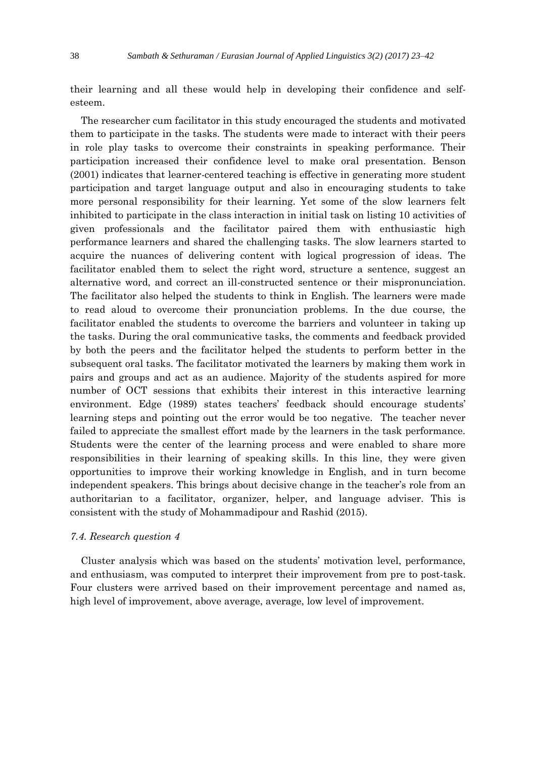their learning and all these would help in developing their confidence and self-esteem.

The researcher cum facilitator in this study encouraged the students and motivated them to participate in the tasks. The students were made to interact with their peers in role play tasks to overcome their constraints in speaking performance. Their participation increased their confidence level to make oral presentation. Benson (2001) indicates that learner-centered teaching is effective in generating more student participation and target language output and also in encouraging students to take more personal responsibility for their learning. Yet some of the slow learners felt inhibited to participate in the class interaction in initial task on listing 10 activities of given professionals and the facilitator paired them with enthusiastic high performance learners and shared the challenging tasks. The slow learners started to acquire the nuances of delivering content with logical progression of ideas. The facilitator enabled them to select the right word, structure a sentence, suggest an alternative word, and correct an ill-constructed sentence or their mispronunciation. The facilitator also helped the students to think in English. The learners were made to read aloud to overcome their pronunciation problems. In the due course, the facilitator enabled the students to overcome the barriers and volunteer in taking up the tasks. During the oral communicative tasks, the comments and feedback provided by both the peers and the facilitator helped the students to perform better in the subsequent oral tasks. The facilitator motivated the learners by making them work in pairs and groups and act as an audience. Majority of the students aspired for more number of OCT sessions that exhibits their interest in this interactive learning environment. Edge (1989) states teachers' feedback should encourage students' learning steps and pointing out the error would be too negative. The teacher never failed to appreciate the smallest effort made by the learners in the task performance. Students were the center of the learning process and were enabled to share more responsibilities in their learning of speaking skills. In this line, they were given opportunities to improve their working knowledge in English, and in turn become independent speakers. This brings about decisive change in the teacher's role from an authoritarian to a facilitator, organizer, helper, and language adviser. This is consistent with the study of Mohammadipour and Rashid (2015).

### *7.4. Research question 4*

Cluster analysis which was based on the students' motivation level, performance, and enthusiasm, was computed to interpret their improvement from pre to post-task. Four clusters were arrived based on their improvement percentage and named as, high level of improvement, above average, average, low level of improvement.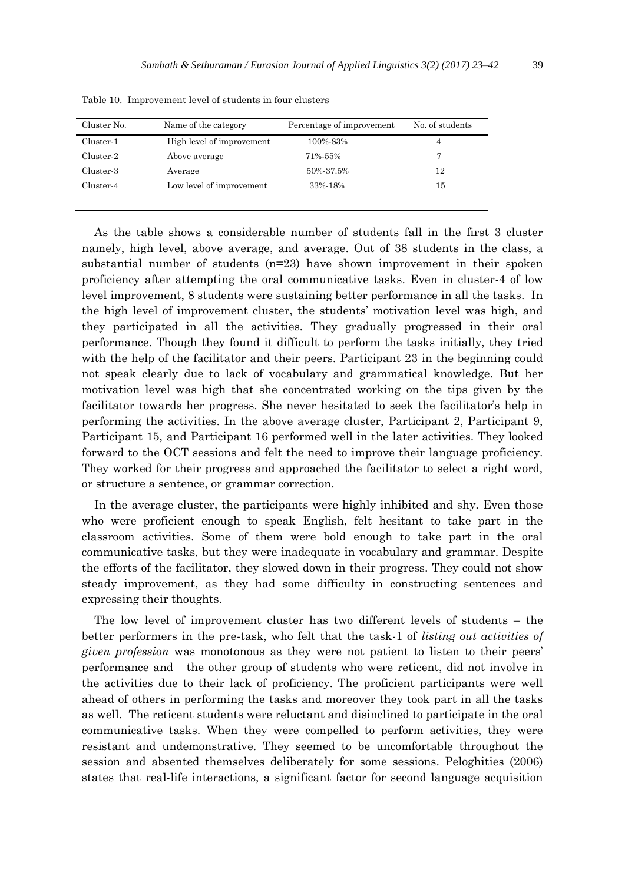Table 10. Improvement level of students in four clusters

| Cluster No. | Name of the category | Percentage of improvement | No. of students |
|---|---|---|---|
| Cluster-1 | High level of improvement | 100%-83% | 4 |
| Cluster-2 | Above average | 71%-55% | 7 |
| Cluster-3 | Average | 50%-37.5% | 12 |
| Cluster-4 | Low level of improvement | 33%-18% | 15 |

As the table shows a considerable number of students fall in the first 3 cluster namely, high level, above average, and average. Out of 38 students in the class, a substantial number of students (n=23) have shown improvement in their spoken proficiency after attempting the oral communicative tasks. Even in cluster-4 of low level improvement, 8 students were sustaining better performance in all the tasks. In the high level of improvement cluster, the students' motivation level was high, and they participated in all the activities. They gradually progressed in their oral performance. Though they found it difficult to perform the tasks initially, they tried with the help of the facilitator and their peers. Participant 23 in the beginning could not speak clearly due to lack of vocabulary and grammatical knowledge. But her motivation level was high that she concentrated working on the tips given by the facilitator towards her progress. She never hesitated to seek the facilitator's help in performing the activities. In the above average cluster, Participant 2, Participant 9, Participant 15, and Participant 16 performed well in the later activities. They looked forward to the OCT sessions and felt the need to improve their language proficiency. They worked for their progress and approached the facilitator to select a right word, or structure a sentence, or grammar correction.

In the average cluster, the participants were highly inhibited and shy. Even those who were proficient enough to speak English, felt hesitant to take part in the classroom activities. Some of them were bold enough to take part in the oral communicative tasks, but they were inadequate in vocabulary and grammar. Despite the efforts of the facilitator, they slowed down in their progress. They could not show steady improvement, as they had some difficulty in constructing sentences and expressing their thoughts.

The low level of improvement cluster has two different levels of students – the better performers in the pre-task, who felt that the task-1 of *listing out activities of given profession* was monotonous as they were not patient to listen to their peers' performance and the other group of students who were reticent, did not involve in the activities due to their lack of proficiency. The proficient participants were well ahead of others in performing the tasks and moreover they took part in all the tasks as well. The reticent students were reluctant and disinclined to participate in the oral communicative tasks. When they were compelled to perform activities, they were resistant and undemonstrative. They seemed to be uncomfortable throughout the session and absented themselves deliberately for some sessions. Peloghities (2006) states that real-life interactions, a significant factor for second language acquisition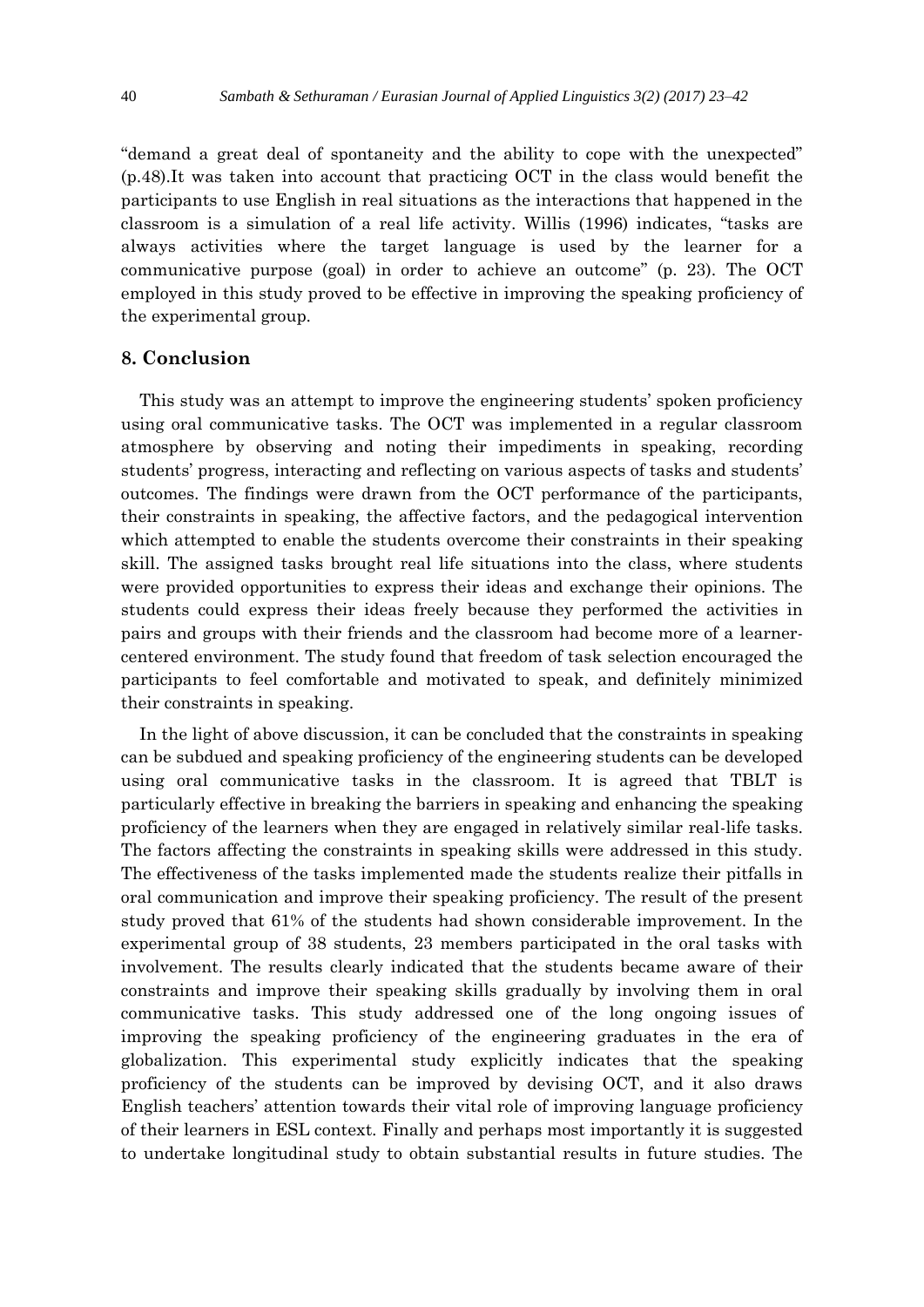"demand a great deal of spontaneity and the ability to cope with the unexpected" (p.48).It was taken into account that practicing OCT in the class would benefit the participants to use English in real situations as the interactions that happened in the classroom is a simulation of a real life activity. Willis (1996) indicates, "tasks are always activities where the target language is used by the learner for a communicative purpose (goal) in order to achieve an outcome" (p. 23). The OCT employed in this study proved to be effective in improving the speaking proficiency of the experimental group.

## 8. Conclusion

This study was an attempt to improve the engineering students' spoken proficiency using oral communicative tasks. The OCT was implemented in a regular classroom atmosphere by observing and noting their impediments in speaking, recording students' progress, interacting and reflecting on various aspects of tasks and students' outcomes. The findings were drawn from the OCT performance of the participants, their constraints in speaking, the affective factors, and the pedagogical intervention which attempted to enable the students overcome their constraints in their speaking skill. The assigned tasks brought real life situations into the class, where students were provided opportunities to express their ideas and exchange their opinions. The students could express their ideas freely because they performed the activities in pairs and groups with their friends and the classroom had become more of a learner-centered environment. The study found that freedom of task selection encouraged the participants to feel comfortable and motivated to speak, and definitely minimized their constraints in speaking.

In the light of above discussion, it can be concluded that the constraints in speaking can be subdued and speaking proficiency of the engineering students can be developed using oral communicative tasks in the classroom. It is agreed that TBLT is particularly effective in breaking the barriers in speaking and enhancing the speaking proficiency of the learners when they are engaged in relatively similar real-life tasks. The factors affecting the constraints in speaking skills were addressed in this study. The effectiveness of the tasks implemented made the students realize their pitfalls in oral communication and improve their speaking proficiency. The result of the present study proved that 61% of the students had shown considerable improvement. In the experimental group of 38 students, 23 members participated in the oral tasks with involvement. The results clearly indicated that the students became aware of their constraints and improve their speaking skills gradually by involving them in oral communicative tasks. This study addressed one of the long ongoing issues of improving the speaking proficiency of the engineering graduates in the era of globalization. This experimental study explicitly indicates that the speaking proficiency of the students can be improved by devising OCT, and it also draws English teachers' attention towards their vital role of improving language proficiency of their learners in ESL context. Finally and perhaps most importantly it is suggested to undertake longitudinal study to obtain substantial results in future studies. The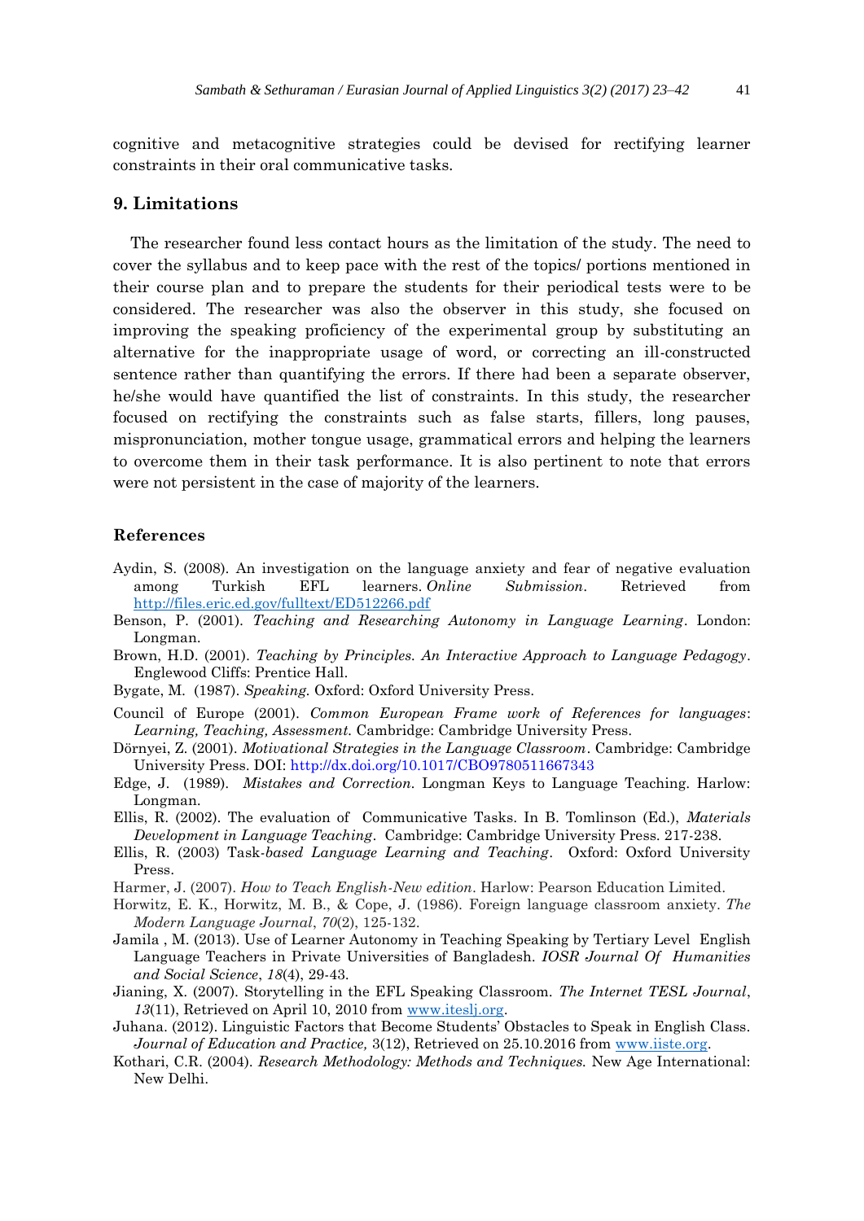cognitive and metacognitive strategies could be devised for rectifying learner constraints in their oral communicative tasks.

## 9. Limitations

The researcher found less contact hours as the limitation of the study. The need to cover the syllabus and to keep pace with the rest of the topics/ portions mentioned in their course plan and to prepare the students for their periodical tests were to be considered. The researcher was also the observer in this study, she focused on improving the speaking proficiency of the experimental group by substituting an alternative for the inappropriate usage of word, or correcting an ill-constructed sentence rather than quantifying the errors. If there had been a separate observer, he/she would have quantified the list of constraints. In this study, the researcher focused on rectifying the constraints such as false starts, fillers, long pauses, mispronunciation, mother tongue usage, grammatical errors and helping the learners to overcome them in their task performance. It is also pertinent to note that errors were not persistent in the case of majority of the learners.

## References

Aydin, S. (2008). An investigation on the language anxiety and fear of negative evaluation among Turkish EFL learners. *Online Submission*. Retrieved from http://files.eric.ed.gov/fulltext/ED512266.pdf

Benson, P. (2001). *Teaching and Researching Autonomy in Language Learning*. London: Longman.

Brown, H.D. (2001). *Teaching by Principles. An Interactive Approach to Language Pedagogy*. Englewood Cliffs: Prentice Hall.

Bygate, M. (1987). *Speaking.* Oxford: Oxford University Press.

Council of Europe (2001). *Common European Frame work of References for languages*: *Learning, Teaching, Assessment.* Cambridge: Cambridge University Press.

Dörnyei, Z. (2001). *Motivational Strategies in the Language Classroom*. Cambridge: Cambridge University Press. DOI: http://dx.doi.org/10.1017/CBO9780511667343

Edge, J. (1989). *Mistakes and Correction.* Longman Keys to Language Teaching. Harlow: Longman.

Ellis, R. (2002). The evaluation of Communicative Tasks. In B. Tomlinson (Ed.), *Materials Development in Language Teaching*. Cambridge: Cambridge University Press. 217-238.

Ellis, R. (2003) Task-*based Language Learning and Teaching*. Oxford: Oxford University Press.

Harmer, J. (2007). *How to Teach English-New edition*. Harlow: Pearson Education Limited.

Horwitz, E. K., Horwitz, M. B., & Cope, J. (1986). Foreign language classroom anxiety. *The Modern Language Journal*, *70*(2), 125-132.

Jamila , M. (2013). Use of Learner Autonomy in Teaching Speaking by Tertiary Level English Language Teachers in Private Universities of Bangladesh. *IOSR Journal Of Humanities and Social Science*, *18*(4), 29-43.

Jianing, X. (2007). Storytelling in the EFL Speaking Classroom. *The Internet TESL Journal*, *13*(11), Retrieved on April 10, 2010 from www.iteslj.org.

Juhana. (2012). Linguistic Factors that Become Students' Obstacles to Speak in English Class. *Journal of Education and Practice,* 3(12), Retrieved on 25.10.2016 from www.iiste.org.

Kothari, C.R. (2004). *Research Methodology: Methods and Techniques.* New Age International: New Delhi.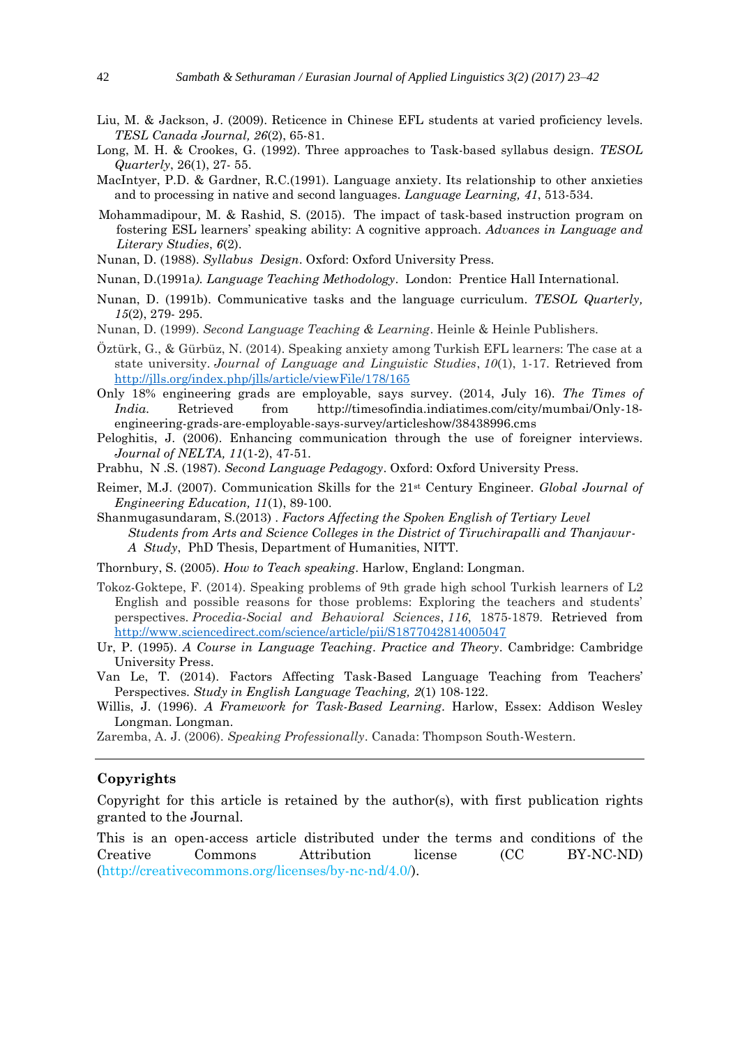Liu, M. & Jackson, J. (2009). Reticence in Chinese EFL students at varied proficiency levels. *TESL Canada Journal, 26*(2), 65-81.

Long, M. H. & Crookes, G. (1992). Three approaches to Task-based syllabus design. *TESOL Quarterly*, 26(1), 27- 55.

MacIntyer, P.D. & Gardner, R.C.(1991). Language anxiety. Its relationship to other anxieties and to processing in native and second languages. *Language Learning, 41*, 513-534.

Mohammadipour, M. & Rashid, S. (2015). The impact of task-based instruction program on fostering ESL learners' speaking ability: A cognitive approach. *Advances in Language and Literary Studies*, *6*(2).

Nunan, D. (1988). *Syllabus Design*. Oxford: Oxford University Press.

Nunan, D.(1991a*). Language Teaching Methodology*. London: Prentice Hall International.

Nunan, D. (1991b). Communicative tasks and the language curriculum. *TESOL Quarterly, 15*(2), 279- 295.

Nunan, D. (1999). *Second Language Teaching & Learning*. Heinle & Heinle Publishers.

Öztürk, G., & Gürbüz, N. (2014). Speaking anxiety among Turkish EFL learners: The case at a state university. *Journal of Language and Linguistic Studies*, *10*(1), 1-17. Retrieved from http://jlls.org/index.php/jlls/article/viewFile/178/165

Only 18% engineering grads are employable, says survey. (2014, July 16). *The Times of India.* Retrieved from http://timesofindia.indiatimes.com/city/mumbai/Only-18-engineering-grads-are-employable-says-survey/articleshow/38438996.cms

Peloghitis, J. (2006). Enhancing communication through the use of foreigner interviews. *Journal of NELTA, 11*(1-2), 47-51.

Prabhu, N .S. (1987). *Second Language Pedagogy*. Oxford: Oxford University Press.

Reimer, M.J. (2007). Communication Skills for the 21st Century Engineer. *Global Journal of Engineering Education, 11*(1), 89-100.

Shanmugasundaram, S.(2013) . *Factors Affecting the Spoken English of Tertiary Level Students from Arts and Science Colleges in the District of Tiruchirapalli and Thanjavur- A Study*, PhD Thesis, Department of Humanities, NITT.

Thornbury, S. (2005). *How to Teach speaking*. Harlow, England: Longman.

Tokoz-Goktepe, F. (2014). Speaking problems of 9th grade high school Turkish learners of L2 English and possible reasons for those problems: Exploring the teachers and students' perspectives. *Procedia-Social and Behavioral Sciences*, *116*, 1875-1879. Retrieved from http://www.sciencedirect.com/science/article/pii/S1877042814005047

Ur, P. (1995). *A Course in Language Teaching*. *Practice and Theory*. Cambridge: Cambridge University Press.

Van Le, T. (2014). Factors Affecting Task-Based Language Teaching from Teachers' Perspectives. *Study in English Language Teaching, 2*(1) 108-122.

Willis, J. (1996). *A Framework for Task-Based Learning*. Harlow, Essex: Addison Wesley Longman. Longman.

Zaremba, A. J. (2006). *Speaking Professionally*. Canada: Thompson South-Western.

---

## Copyrights

Copyright for this article is retained by the author(s), with first publication rights granted to the Journal.

This is an open-access article distributed under the terms and conditions of the Creative Commons Attribution license (CC BY-NC-ND) (http://creativecommons.org/licenses/by-nc-nd/4.0/).